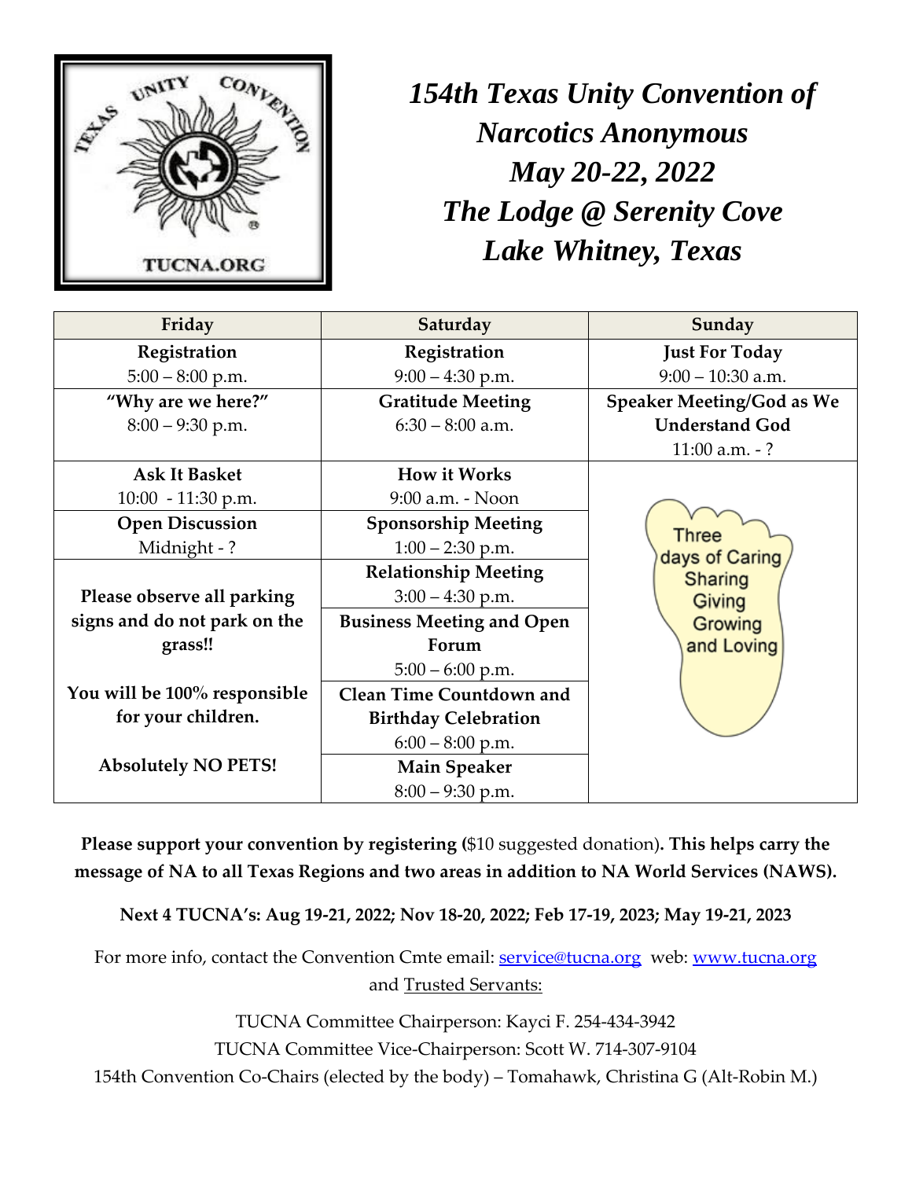# *154th Texas Unity Convention of Narcotics Anonymous*
# *May 20-22, 2022*
# *The Lodge @ Serenity Cove*
# *Lake Whitney, Texas*

| Friday | Saturday | Sunday |
|---|---|---|
| **Registration** 5:00 – 8:00 p.m. | **Registration** 9:00 – 4:30 p.m. | **Just For Today** 9:00 – 10:30 a.m. |
| **"Why are we here?"** 8:00 – 9:30 p.m. | **Gratitude Meeting** 6:30 – 8:00 a.m. | **Speaker Meeting/God as We Understand God** 11:00 a.m. - ? |
| **Ask It Basket** 10:00 - 11:30 p.m. | **How it Works** 9:00 a.m. - Noon | Three days of Caring Sharing Giving Growing and Loving |
| **Open Discussion** Midnight - ? | **Sponsorship Meeting** 1:00 – 2:30 p.m. | |
| **Please observe all parking signs and do not park on the grass!!** **You will be 100% responsible for your children.** **Absolutely NO PETS!** | **Relationship Meeting** 3:00 – 4:30 p.m. | |
| | **Business Meeting and Open Forum** 5:00 – 6:00 p.m. | |
| | **Clean Time Countdown and Birthday Celebration** 6:00 – 8:00 p.m. | |
| | **Main Speaker** 8:00 – 9:30 p.m. | |

**Please support your convention by registering (**$10 suggested donation)**. This helps carry the message of NA to all Texas Regions and two areas in addition to NA World Services (NAWS).**

**Next 4 TUCNA's: Aug 19-21, 2022; Nov 18-20, 2022; Feb 17-19, 2023; May 19-21, 2023**

For more info, contact the Convention Cmte email: service@tucna.org web: www.tucna.org and Trusted Servants:

TUCNA Committee Chairperson: Kayci F. 254-434-3942

TUCNA Committee Vice-Chairperson: Scott W. 714-307-9104

154th Convention Co-Chairs (elected by the body) – Tomahawk, Christina G (Alt-Robin M.)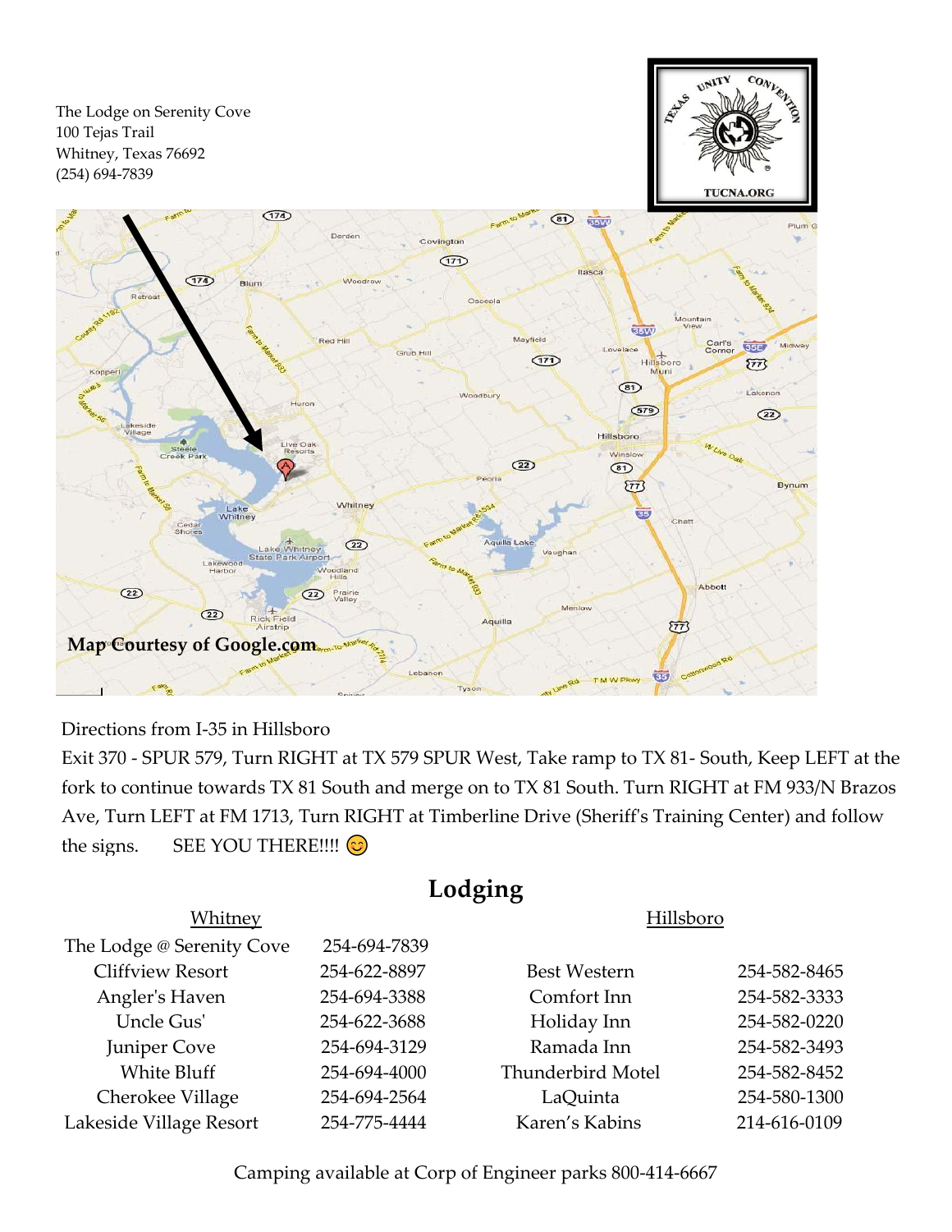The Lodge on Serenity Cove
100 Tejas Trail
Whitney, Texas 76692
(254) 694-7839

Map Courtesy of Google.com

Directions from I-35 in Hillsboro

Exit 370 - SPUR 579, Turn RIGHT at TX 579 SPUR West, Take ramp to TX 81- South, Keep LEFT at the fork to continue towards TX 81 South and merge on to TX 81 South. Turn RIGHT at FM 933/N Brazos Ave, Turn LEFT at FM 1713, Turn RIGHT at Timberline Drive (Sheriff's Training Center) and follow the signs. SEE YOU THERE!!!! 😊

## Lodging

| Whitney | | Hillsboro | |
|---|---|---|---|
| The Lodge @ Serenity Cove | 254-694-7839 | | |
| Cliffview Resort | 254-622-8897 | Best Western | 254-582-8465 |
| Angler's Haven | 254-694-3388 | Comfort Inn | 254-582-3333 |
| Uncle Gus' | 254-622-3688 | Holiday Inn | 254-582-0220 |
| Juniper Cove | 254-694-3129 | Ramada Inn | 254-582-3493 |
| White Bluff | 254-694-4000 | Thunderbird Motel | 254-582-8452 |
| Cherokee Village | 254-694-2564 | LaQuinta | 254-580-1300 |
| Lakeside Village Resort | 254-775-4444 | Karen's Kabins | 214-616-0109 |

Camping available at Corp of Engineer parks 800-414-6667